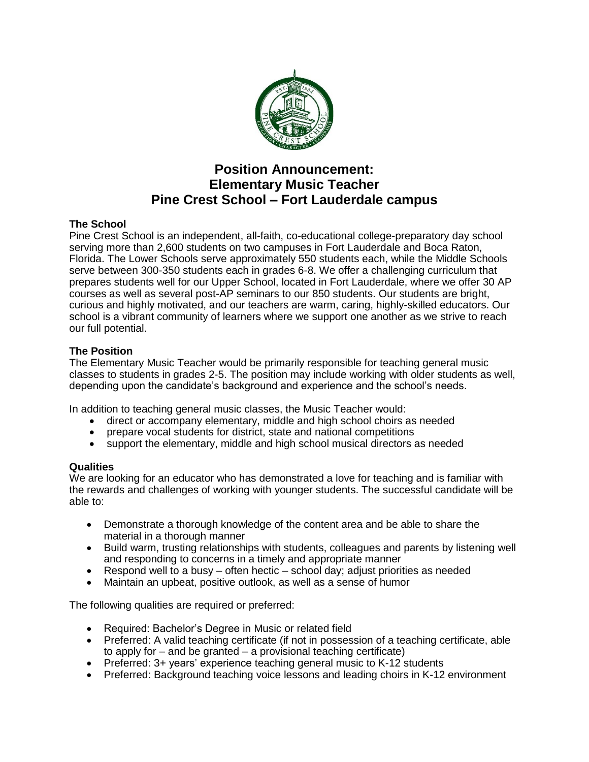# Position Announcement:
# Elementary Music Teacher
# Pine Crest School – Fort Lauderdale campus

**The School**

Pine Crest School is an independent, all-faith, co-educational college-preparatory day school serving more than 2,600 students on two campuses in Fort Lauderdale and Boca Raton, Florida. The Lower Schools serve approximately 550 students each, while the Middle Schools serve between 300-350 students each in grades 6-8. We offer a challenging curriculum that prepares students well for our Upper School, located in Fort Lauderdale, where we offer 30 AP courses as well as several post-AP seminars to our 850 students. Our students are bright, curious and highly motivated, and our teachers are warm, caring, highly-skilled educators. Our school is a vibrant community of learners where we support one another as we strive to reach our full potential.

**The Position**

The Elementary Music Teacher would be primarily responsible for teaching general music classes to students in grades 2-5. The position may include working with older students as well, depending upon the candidate's background and experience and the school's needs.

In addition to teaching general music classes, the Music Teacher would:

- direct or accompany elementary, middle and high school choirs as needed
- prepare vocal students for district, state and national competitions
- support the elementary, middle and high school musical directors as needed

**Qualities**

We are looking for an educator who has demonstrated a love for teaching and is familiar with the rewards and challenges of working with younger students. The successful candidate will be able to:

- Demonstrate a thorough knowledge of the content area and be able to share the material in a thorough manner
- Build warm, trusting relationships with students, colleagues and parents by listening well and responding to concerns in a timely and appropriate manner
- Respond well to a busy – often hectic – school day; adjust priorities as needed
- Maintain an upbeat, positive outlook, as well as a sense of humor

The following qualities are required or preferred:

- Required: Bachelor's Degree in Music or related field
- Preferred: A valid teaching certificate (if not in possession of a teaching certificate, able to apply for – and be granted – a provisional teaching certificate)
- Preferred: 3+ years' experience teaching general music to K-12 students
- Preferred: Background teaching voice lessons and leading choirs in K-12 environment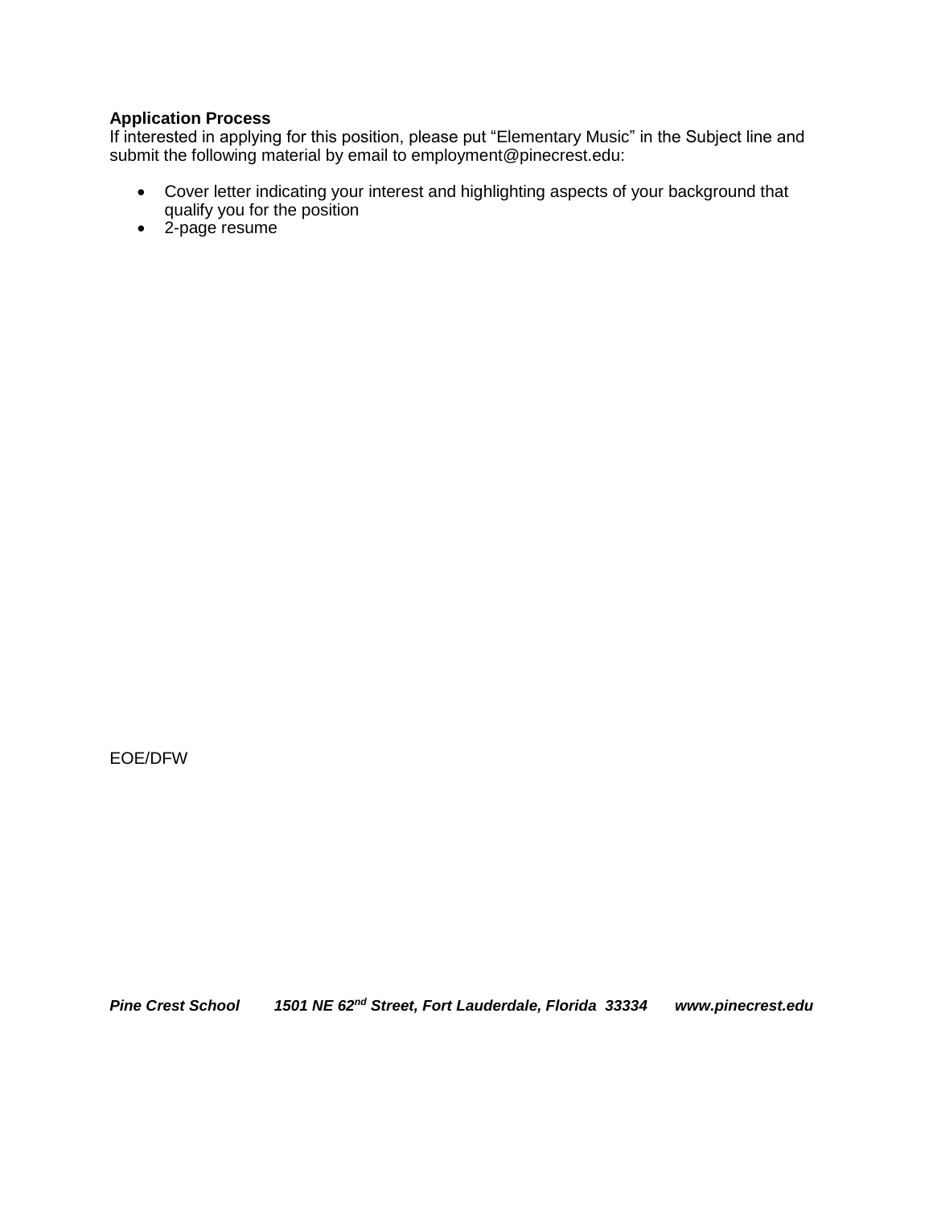**Application Process**

If interested in applying for this position, please put "Elementary Music" in the Subject line and submit the following material by email to employment@pinecrest.edu:

- Cover letter indicating your interest and highlighting aspects of your background that qualify you for the position
- 2-page resume

EOE/DFW